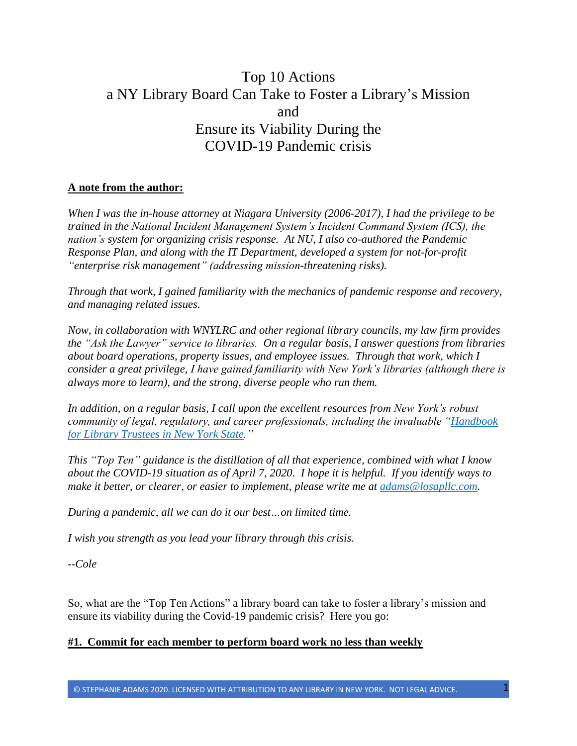# Top 10 Actions a NY Library Board Can Take to Foster a Library's Mission and Ensure its Viability During the COVID-19 Pandemic crisis

**A note from the author:**

*When I was the in-house attorney at Niagara University (2006-2017), I had the privilege to be trained in the National Incident Management System's Incident Command System (ICS), the nation's system for organizing crisis response. At NU, I also co-authored the Pandemic Response Plan, and along with the IT Department, developed a system for not-for-profit "enterprise risk management" (addressing mission-threatening risks).*

*Through that work, I gained familiarity with the mechanics of pandemic response and recovery, and managing related issues.*

*Now, in collaboration with WNYLRC and other regional library councils, my law firm provides the "Ask the Lawyer" service to libraries. On a regular basis, I answer questions from libraries about board operations, property issues, and employee issues. Through that work, which I consider a great privilege, I have gained familiarity with New York's libraries (although there is always more to learn), and the strong, diverse people who run them.*

*In addition, on a regular basis, I call upon the excellent resources from New York's robust community of legal, regulatory, and career professionals, including the invaluable "[Handbook for Library Trustees in New York State](#)."*

*This "Top Ten" guidance is the distillation of all that experience, combined with what I know about the COVID-19 situation as of April 7, 2020. I hope it is helpful. If you identify ways to make it better, or clearer, or easier to implement, please write me at [adams@losapllc.com](mailto:adams@losapllc.com).*

*During a pandemic, all we can do it our best…on limited time.*

*I wish you strength as you lead your library through this crisis.*

*--Cole*

So, what are the "Top Ten Actions" a library board can take to foster a library's mission and ensure its viability during the Covid-19 pandemic crisis? Here you go:

## #1. Commit for each member to perform board work no less than weekly

© STEPHANIE ADAMS 2020. LICENSED WITH ATTRIBUTION TO ANY LIBRARY IN NEW YORK. NOT LEGAL ADVICE.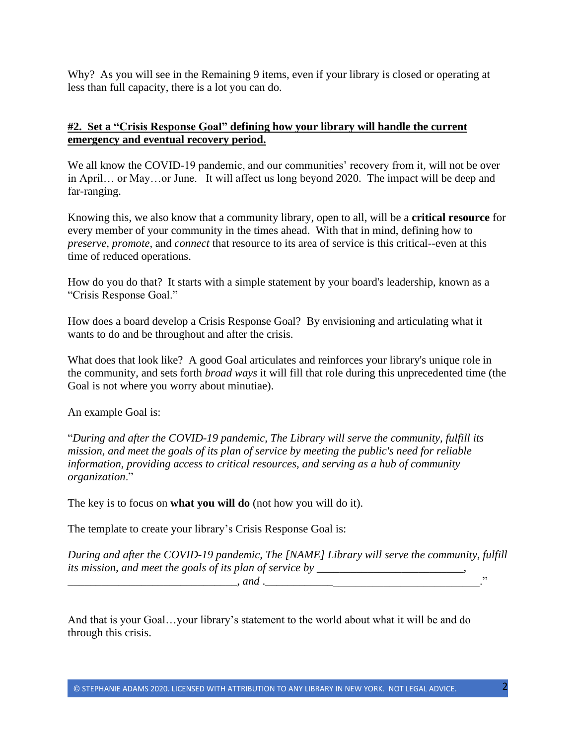Why? As you will see in the Remaining 9 items, even if your library is closed or operating at less than full capacity, there is a lot you can do.

**#2. Set a "Crisis Response Goal" defining how your library will handle the current emergency and eventual recovery period.**

We all know the COVID-19 pandemic, and our communities' recovery from it, will not be over in April… or May…or June. It will affect us long beyond 2020. The impact will be deep and far-ranging.

Knowing this, we also know that a community library, open to all, will be a **critical resource** for every member of your community in the times ahead. With that in mind, defining how to *preserve*, *promote*, and *connect* that resource to its area of service is this critical--even at this time of reduced operations.

How do you do that? It starts with a simple statement by your board's leadership, known as a "Crisis Response Goal."

How does a board develop a Crisis Response Goal? By envisioning and articulating what it wants to do and be throughout and after the crisis.

What does that look like? A good Goal articulates and reinforces your library's unique role in the community, and sets forth *broad ways* it will fill that role during this unprecedented time (the Goal is not where you worry about minutiae).

An example Goal is:

"*During and after the COVID-19 pandemic, The Library will serve the community, fulfill its mission, and meet the goals of its plan of service by meeting the public's need for reliable information, providing access to critical resources, and serving as a hub of community organization*."

The key is to focus on **what you will do** (not how you will do it).

The template to create your library's Crisis Response Goal is:

*During and after the COVID-19 pandemic, The [NAME] Library will serve the community, fulfill its mission, and meet the goals of its plan of service by \_\_\_\_\_\_\_\_\_\_\_\_\_\_\_\_\_\_\_\_\_\_\_\_\_\_, \_\_\_\_\_\_\_\_\_\_\_\_\_\_\_\_\_\_\_\_\_\_\_\_\_\_\_\_\_\_, and .\_\_\_\_\_\_\_\_\_\_\_\_\_\_\_\_\_\_\_\_\_\_\_\_\_\_\_\_\_\_\_\_\_\_\_\_\_\_.*"

And that is your Goal…your library's statement to the world about what it will be and do through this crisis.

© STEPHANIE ADAMS 2020. LICENSED WITH ATTRIBUTION TO ANY LIBRARY IN NEW YORK. NOT LEGAL ADVICE.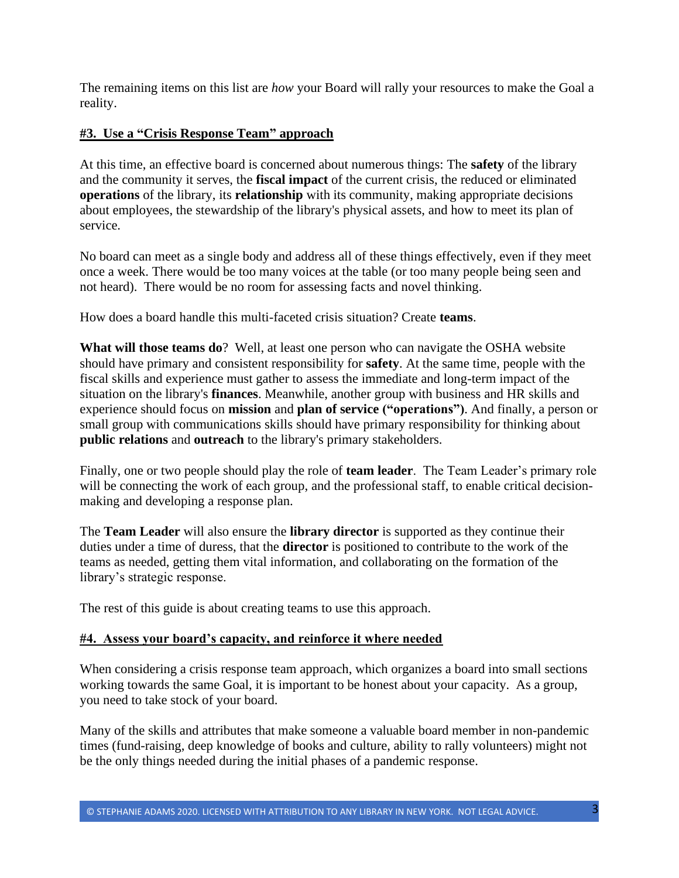The remaining items on this list are *how* your Board will rally your resources to make the Goal a reality.

## #3. Use a "Crisis Response Team" approach

At this time, an effective board is concerned about numerous things: The **safety** of the library and the community it serves, the **fiscal impact** of the current crisis, the reduced or eliminated **operations** of the library, its **relationship** with its community, making appropriate decisions about employees, the stewardship of the library's physical assets, and how to meet its plan of service.

No board can meet as a single body and address all of these things effectively, even if they meet once a week. There would be too many voices at the table (or too many people being seen and not heard). There would be no room for assessing facts and novel thinking.

How does a board handle this multi-faceted crisis situation? Create **teams**.

**What will those teams do**? Well, at least one person who can navigate the OSHA website should have primary and consistent responsibility for **safety**. At the same time, people with the fiscal skills and experience must gather to assess the immediate and long-term impact of the situation on the library's **finances**. Meanwhile, another group with business and HR skills and experience should focus on **mission** and **plan of service ("operations")**. And finally, a person or small group with communications skills should have primary responsibility for thinking about **public relations** and **outreach** to the library's primary stakeholders.

Finally, one or two people should play the role of **team leader**. The Team Leader's primary role will be connecting the work of each group, and the professional staff, to enable critical decision-making and developing a response plan.

The **Team Leader** will also ensure the **library director** is supported as they continue their duties under a time of duress, that the **director** is positioned to contribute to the work of the teams as needed, getting them vital information, and collaborating on the formation of the library's strategic response.

The rest of this guide is about creating teams to use this approach.

## #4. Assess your board's capacity, and reinforce it where needed

When considering a crisis response team approach, which organizes a board into small sections working towards the same Goal, it is important to be honest about your capacity. As a group, you need to take stock of your board.

Many of the skills and attributes that make someone a valuable board member in non-pandemic times (fund-raising, deep knowledge of books and culture, ability to rally volunteers) might not be the only things needed during the initial phases of a pandemic response.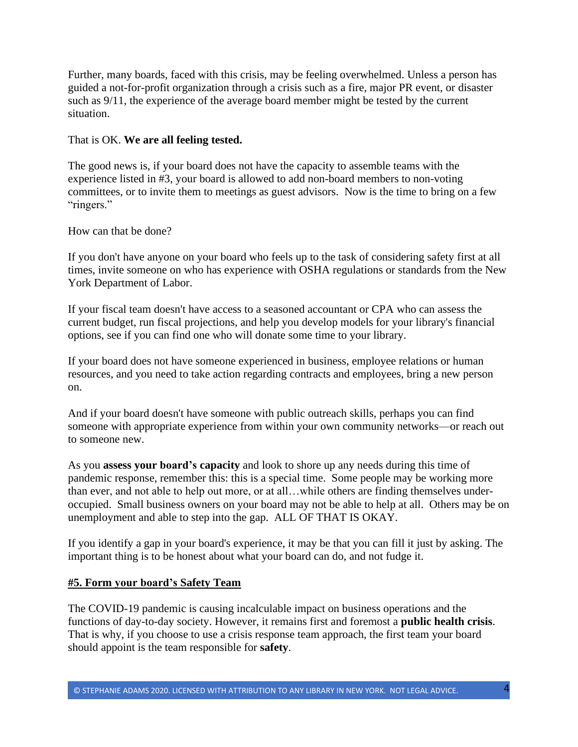Further, many boards, faced with this crisis, may be feeling overwhelmed. Unless a person has guided a not-for-profit organization through a crisis such as a fire, major PR event, or disaster such as 9/11, the experience of the average board member might be tested by the current situation.

That is OK. **We are all feeling tested.**

The good news is, if your board does not have the capacity to assemble teams with the experience listed in #3, your board is allowed to add non-board members to non-voting committees, or to invite them to meetings as guest advisors. Now is the time to bring on a few "ringers."

How can that be done?

If you don't have anyone on your board who feels up to the task of considering safety first at all times, invite someone on who has experience with OSHA regulations or standards from the New York Department of Labor.

If your fiscal team doesn't have access to a seasoned accountant or CPA who can assess the current budget, run fiscal projections, and help you develop models for your library's financial options, see if you can find one who will donate some time to your library.

If your board does not have someone experienced in business, employee relations or human resources, and you need to take action regarding contracts and employees, bring a new person on.

And if your board doesn't have someone with public outreach skills, perhaps you can find someone with appropriate experience from within your own community networks—or reach out to someone new.

As you **assess your board's capacity** and look to shore up any needs during this time of pandemic response, remember this: this is a special time. Some people may be working more than ever, and not able to help out more, or at all…while others are finding themselves under-occupied. Small business owners on your board may not be able to help at all. Others may be on unemployment and able to step into the gap. ALL OF THAT IS OKAY.

If you identify a gap in your board's experience, it may be that you can fill it just by asking. The important thing is to be honest about what your board can do, and not fudge it.

## #5. Form your board's Safety Team

The COVID-19 pandemic is causing incalculable impact on business operations and the functions of day-to-day society. However, it remains first and foremost a **public health crisis**. That is why, if you choose to use a crisis response team approach, the first team your board should appoint is the team responsible for **safety**.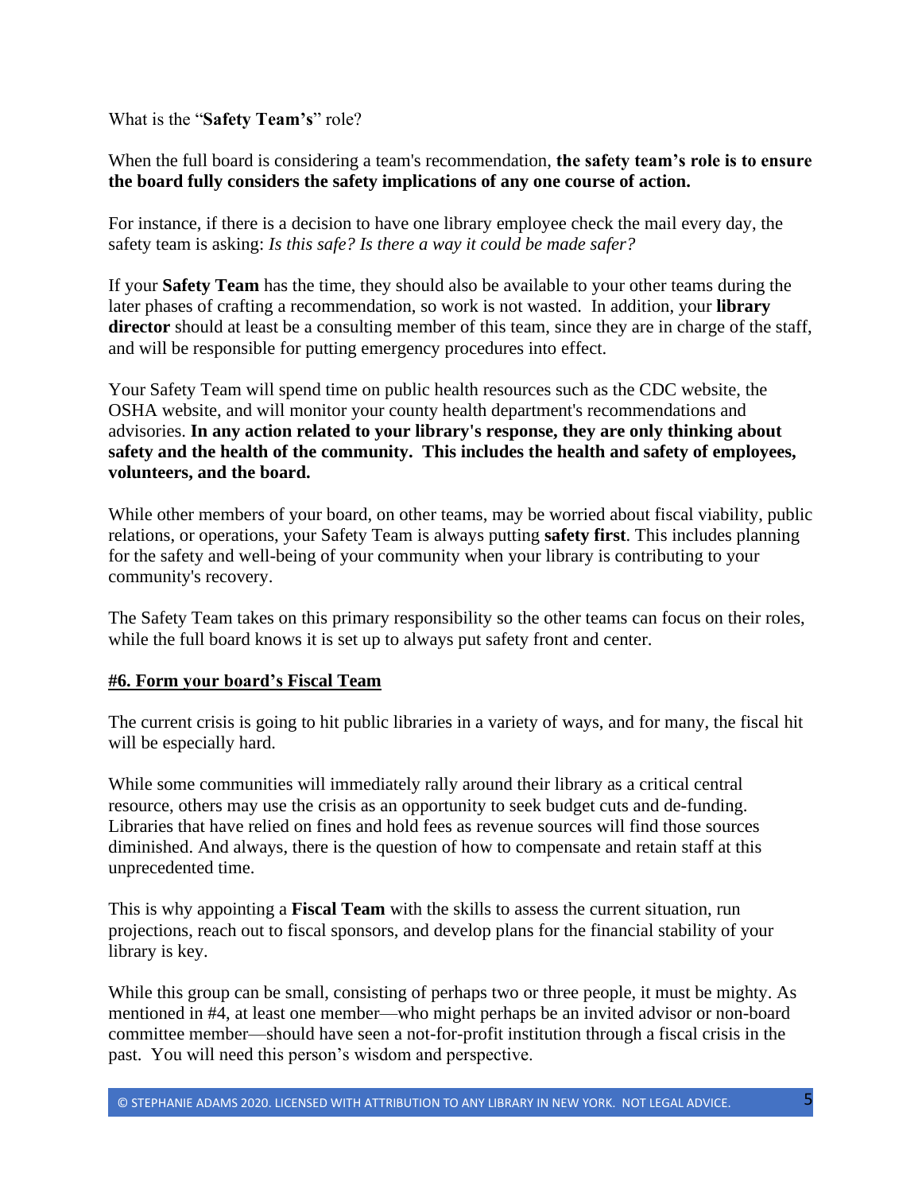What is the "**Safety Team's**" role?

When the full board is considering a team's recommendation, **the safety team's role is to ensure the board fully considers the safety implications of any one course of action.**

For instance, if there is a decision to have one library employee check the mail every day, the safety team is asking: *Is this safe? Is there a way it could be made safer?*

If your **Safety Team** has the time, they should also be available to your other teams during the later phases of crafting a recommendation, so work is not wasted. In addition, your **library director** should at least be a consulting member of this team, since they are in charge of the staff, and will be responsible for putting emergency procedures into effect.

Your Safety Team will spend time on public health resources such as the CDC website, the OSHA website, and will monitor your county health department's recommendations and advisories. **In any action related to your library's response, they are only thinking about safety and the health of the community. This includes the health and safety of employees, volunteers, and the board.**

While other members of your board, on other teams, may be worried about fiscal viability, public relations, or operations, your Safety Team is always putting **safety first**. This includes planning for the safety and well-being of your community when your library is contributing to your community's recovery.

The Safety Team takes on this primary responsibility so the other teams can focus on their roles, while the full board knows it is set up to always put safety front and center.

## #6. Form your board's Fiscal Team

The current crisis is going to hit public libraries in a variety of ways, and for many, the fiscal hit will be especially hard.

While some communities will immediately rally around their library as a critical central resource, others may use the crisis as an opportunity to seek budget cuts and de-funding. Libraries that have relied on fines and hold fees as revenue sources will find those sources diminished. And always, there is the question of how to compensate and retain staff at this unprecedented time.

This is why appointing a **Fiscal Team** with the skills to assess the current situation, run projections, reach out to fiscal sponsors, and develop plans for the financial stability of your library is key.

While this group can be small, consisting of perhaps two or three people, it must be mighty. As mentioned in #4, at least one member—who might perhaps be an invited advisor or non-board committee member—should have seen a not-for-profit institution through a fiscal crisis in the past. You will need this person's wisdom and perspective.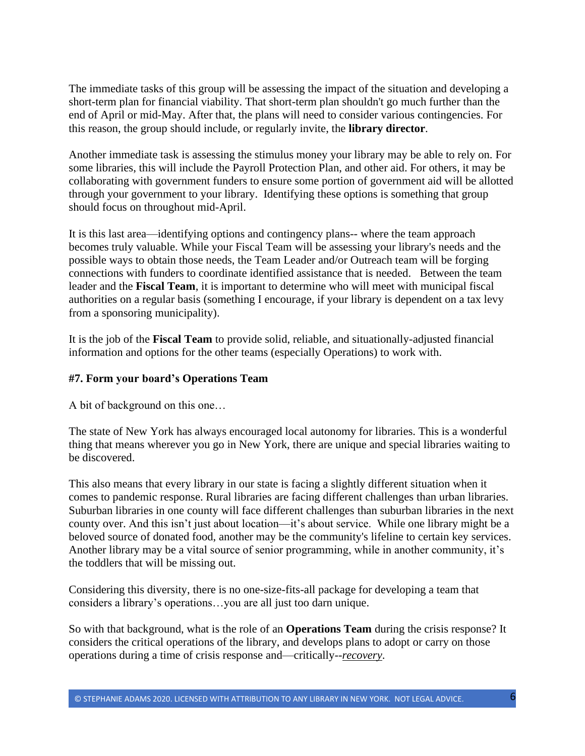The immediate tasks of this group will be assessing the impact of the situation and developing a short-term plan for financial viability. That short-term plan shouldn't go much further than the end of April or mid-May. After that, the plans will need to consider various contingencies. For this reason, the group should include, or regularly invite, the **library director**.

Another immediate task is assessing the stimulus money your library may be able to rely on. For some libraries, this will include the Payroll Protection Plan, and other aid. For others, it may be collaborating with government funders to ensure some portion of government aid will be allotted through your government to your library. Identifying these options is something that group should focus on throughout mid-April.

It is this last area—identifying options and contingency plans-- where the team approach becomes truly valuable. While your Fiscal Team will be assessing your library's needs and the possible ways to obtain those needs, the Team Leader and/or Outreach team will be forging connections with funders to coordinate identified assistance that is needed. Between the team leader and the **Fiscal Team**, it is important to determine who will meet with municipal fiscal authorities on a regular basis (something I encourage, if your library is dependent on a tax levy from a sponsoring municipality).

It is the job of the **Fiscal Team** to provide solid, reliable, and situationally-adjusted financial information and options for the other teams (especially Operations) to work with.

#### #7. Form your board's Operations Team

A bit of background on this one…

The state of New York has always encouraged local autonomy for libraries. This is a wonderful thing that means wherever you go in New York, there are unique and special libraries waiting to be discovered.

This also means that every library in our state is facing a slightly different situation when it comes to pandemic response. Rural libraries are facing different challenges than urban libraries. Suburban libraries in one county will face different challenges than suburban libraries in the next county over. And this isn't just about location—it's about service. While one library might be a beloved source of donated food, another may be the community's lifeline to certain key services. Another library may be a vital source of senior programming, while in another community, it's the toddlers that will be missing out.

Considering this diversity, there is no one-size-fits-all package for developing a team that considers a library's operations…you are all just too darn unique.

So with that background, what is the role of an **Operations Team** during the crisis response? It considers the critical operations of the library, and develops plans to adopt or carry on those operations during a time of crisis response and—critically--*recovery*.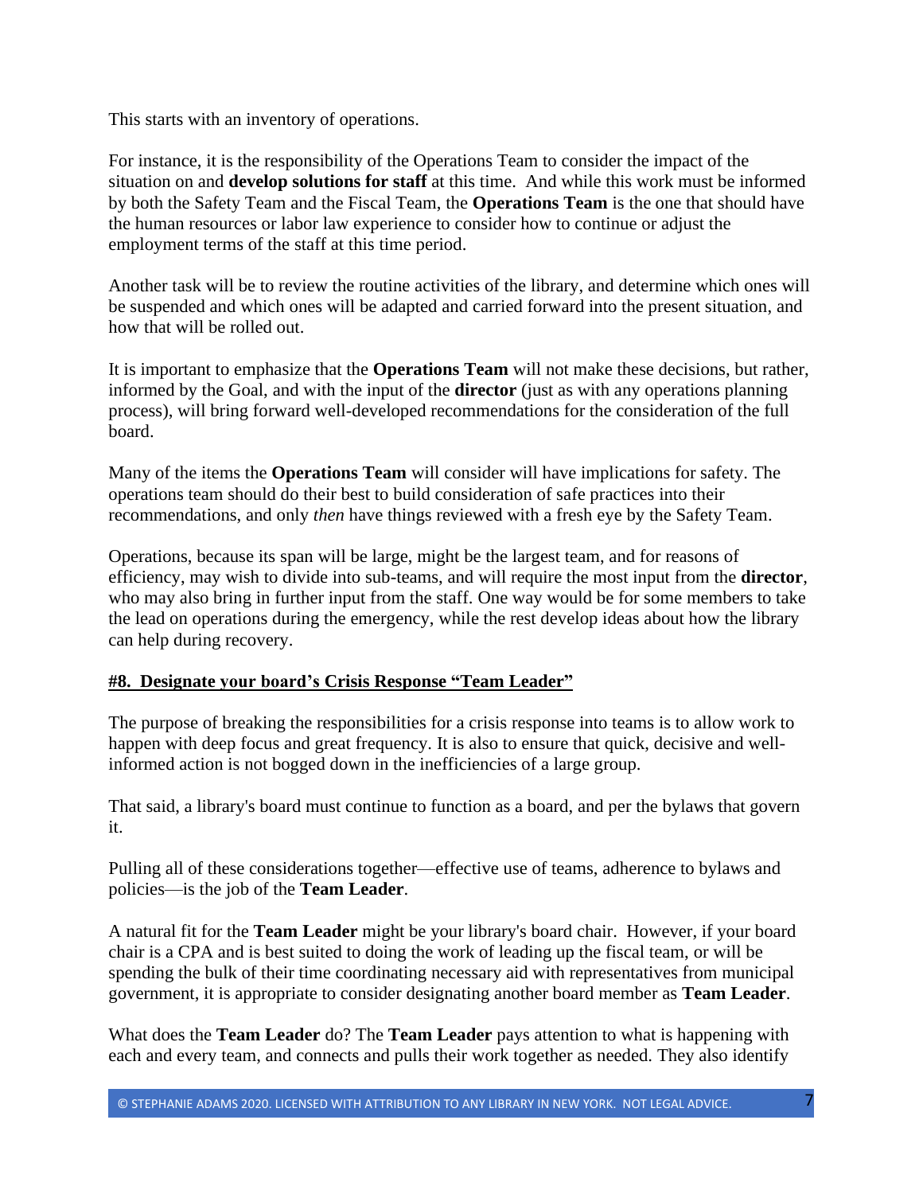This starts with an inventory of operations.

For instance, it is the responsibility of the Operations Team to consider the impact of the situation on and **develop solutions for staff** at this time. And while this work must be informed by both the Safety Team and the Fiscal Team, the **Operations Team** is the one that should have the human resources or labor law experience to consider how to continue or adjust the employment terms of the staff at this time period.

Another task will be to review the routine activities of the library, and determine which ones will be suspended and which ones will be adapted and carried forward into the present situation, and how that will be rolled out.

It is important to emphasize that the **Operations Team** will not make these decisions, but rather, informed by the Goal, and with the input of the **director** (just as with any operations planning process), will bring forward well-developed recommendations for the consideration of the full board.

Many of the items the **Operations Team** will consider will have implications for safety. The operations team should do their best to build consideration of safe practices into their recommendations, and only *then* have things reviewed with a fresh eye by the Safety Team.

Operations, because its span will be large, might be the largest team, and for reasons of efficiency, may wish to divide into sub-teams, and will require the most input from the **director**, who may also bring in further input from the staff. One way would be for some members to take the lead on operations during the emergency, while the rest develop ideas about how the library can help during recovery.

## #8. Designate your board's Crisis Response "Team Leader"

The purpose of breaking the responsibilities for a crisis response into teams is to allow work to happen with deep focus and great frequency. It is also to ensure that quick, decisive and well-informed action is not bogged down in the inefficiencies of a large group.

That said, a library's board must continue to function as a board, and per the bylaws that govern it.

Pulling all of these considerations together—effective use of teams, adherence to bylaws and policies—is the job of the **Team Leader**.

A natural fit for the **Team Leader** might be your library's board chair. However, if your board chair is a CPA and is best suited to doing the work of leading up the fiscal team, or will be spending the bulk of their time coordinating necessary aid with representatives from municipal government, it is appropriate to consider designating another board member as **Team Leader**.

What does the **Team Leader** do? The **Team Leader** pays attention to what is happening with each and every team, and connects and pulls their work together as needed. They also identify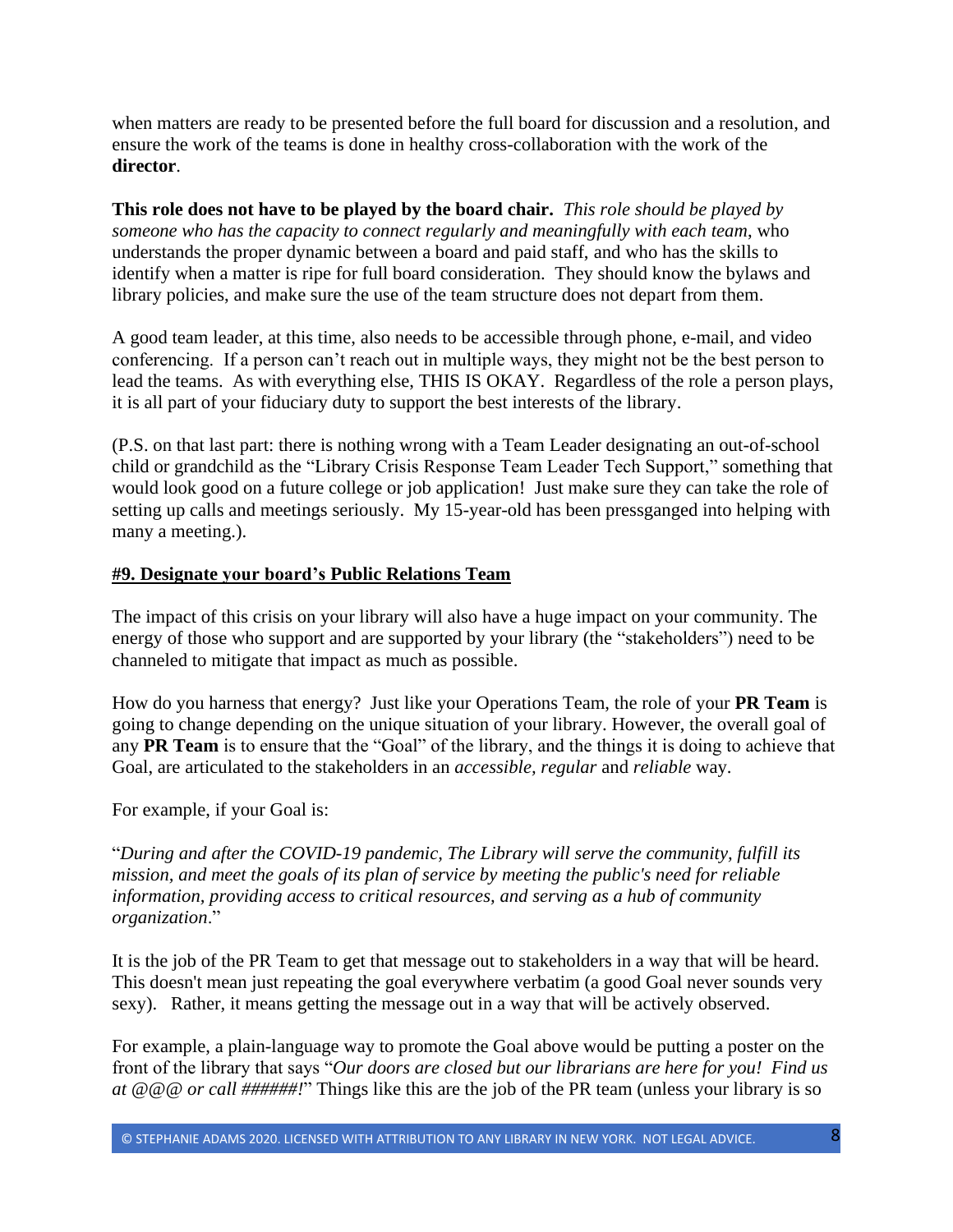when matters are ready to be presented before the full board for discussion and a resolution, and ensure the work of the teams is done in healthy cross-collaboration with the work of the **director**.

**This role does not have to be played by the board chair.** *This role should be played by someone who has the capacity to connect regularly and meaningfully with each team*, who understands the proper dynamic between a board and paid staff, and who has the skills to identify when a matter is ripe for full board consideration. They should know the bylaws and library policies, and make sure the use of the team structure does not depart from them.

A good team leader, at this time, also needs to be accessible through phone, e-mail, and video conferencing. If a person can't reach out in multiple ways, they might not be the best person to lead the teams. As with everything else, THIS IS OKAY. Regardless of the role a person plays, it is all part of your fiduciary duty to support the best interests of the library.

(P.S. on that last part: there is nothing wrong with a Team Leader designating an out-of-school child or grandchild as the "Library Crisis Response Team Leader Tech Support," something that would look good on a future college or job application! Just make sure they can take the role of setting up calls and meetings seriously. My 15-year-old has been pressganged into helping with many a meeting.).

## #9. Designate your board's Public Relations Team

The impact of this crisis on your library will also have a huge impact on your community. The energy of those who support and are supported by your library (the "stakeholders") need to be channeled to mitigate that impact as much as possible.

How do you harness that energy? Just like your Operations Team, the role of your **PR Team** is going to change depending on the unique situation of your library. However, the overall goal of any **PR Team** is to ensure that the "Goal" of the library, and the things it is doing to achieve that Goal, are articulated to the stakeholders in an *accessible, regular* and *reliable* way.

For example, if your Goal is:

"*During and after the COVID-19 pandemic, The Library will serve the community, fulfill its mission, and meet the goals of its plan of service by meeting the public's need for reliable information, providing access to critical resources, and serving as a hub of community organization*."

It is the job of the PR Team to get that message out to stakeholders in a way that will be heard. This doesn't mean just repeating the goal everywhere verbatim (a good Goal never sounds very sexy). Rather, it means getting the message out in a way that will be actively observed.

For example, a plain-language way to promote the Goal above would be putting a poster on the front of the library that says "*Our doors are closed but our librarians are here for you! Find us at @@@ or call ######!*" Things like this are the job of the PR team (unless your library is so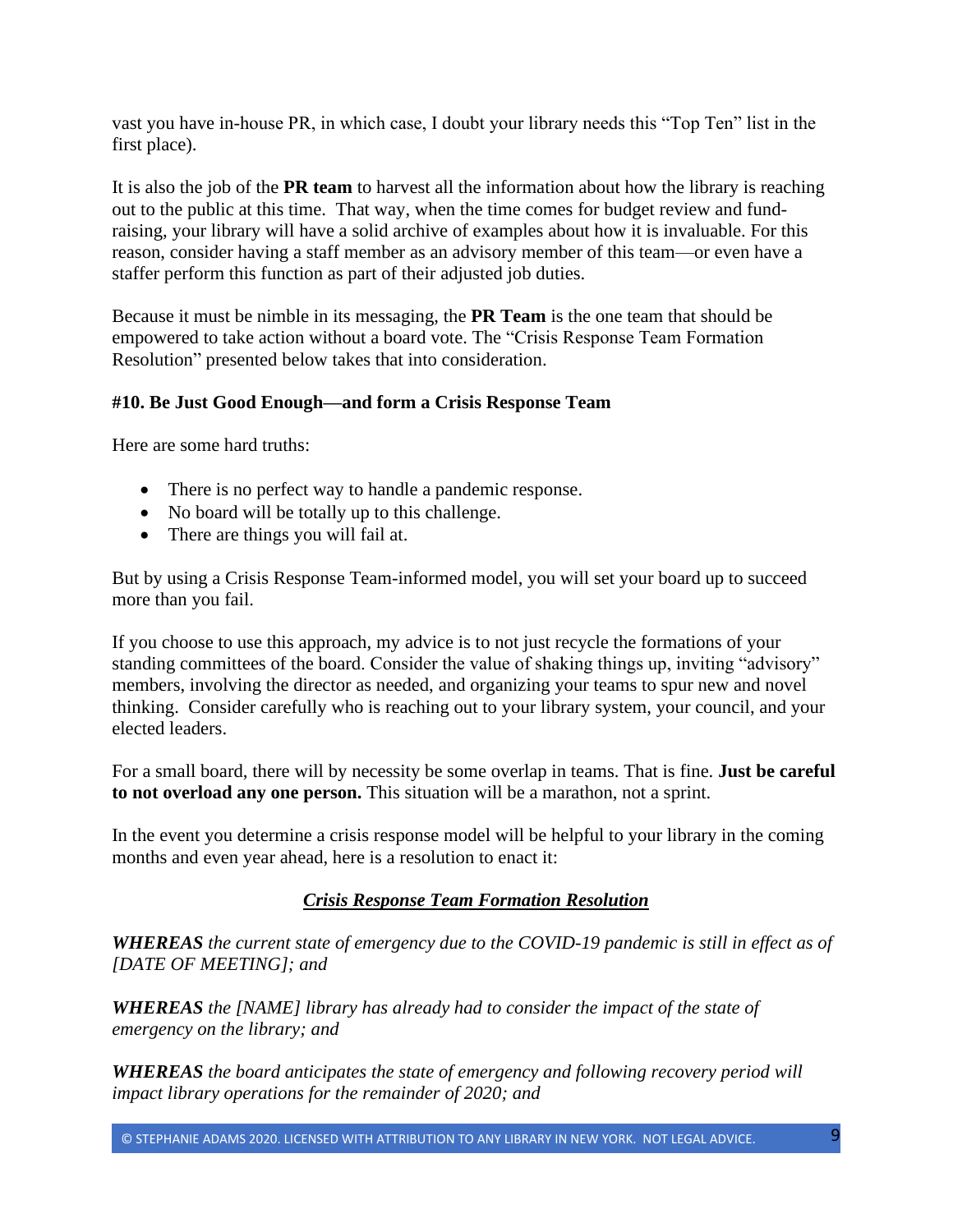vast you have in-house PR, in which case, I doubt your library needs this "Top Ten" list in the first place).

It is also the job of the **PR team** to harvest all the information about how the library is reaching out to the public at this time. That way, when the time comes for budget review and fund-raising, your library will have a solid archive of examples about how it is invaluable. For this reason, consider having a staff member as an advisory member of this team—or even have a staffer perform this function as part of their adjusted job duties.

Because it must be nimble in its messaging, the **PR Team** is the one team that should be empowered to take action without a board vote. The "Crisis Response Team Formation Resolution" presented below takes that into consideration.

### #10. Be Just Good Enough—and form a Crisis Response Team

Here are some hard truths:

- There is no perfect way to handle a pandemic response.
- No board will be totally up to this challenge.
- There are things you will fail at.

But by using a Crisis Response Team-informed model, you will set your board up to succeed more than you fail.

If you choose to use this approach, my advice is to not just recycle the formations of your standing committees of the board. Consider the value of shaking things up, inviting "advisory" members, involving the director as needed, and organizing your teams to spur new and novel thinking. Consider carefully who is reaching out to your library system, your council, and your elected leaders.

For a small board, there will by necessity be some overlap in teams. That is fine. **Just be careful to not overload any one person.** This situation will be a marathon, not a sprint.

In the event you determine a crisis response model will be helpful to your library in the coming months and even year ahead, here is a resolution to enact it:

***Crisis Response Team Formation Resolution***

***WHEREAS*** *the current state of emergency due to the COVID-19 pandemic is still in effect as of [DATE OF MEETING]; and*

***WHEREAS*** *the [NAME] library has already had to consider the impact of the state of emergency on the library; and*

***WHEREAS*** *the board anticipates the state of emergency and following recovery period will impact library operations for the remainder of 2020; and*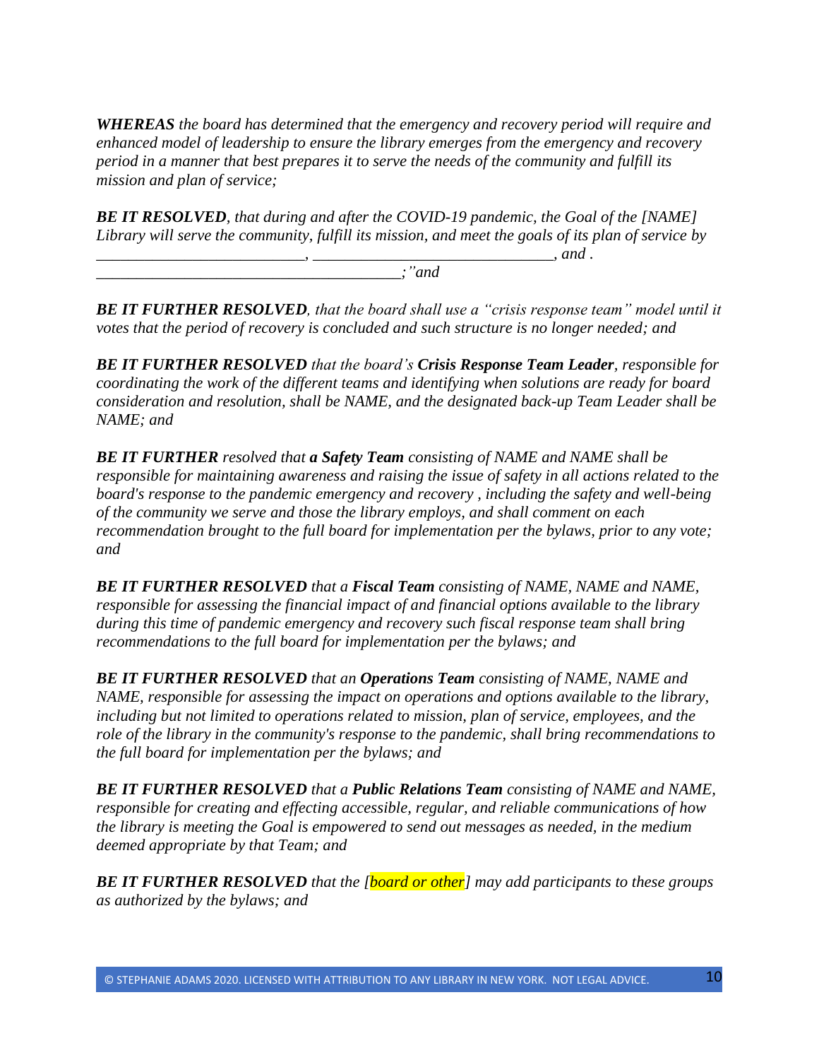***WHEREAS*** *the board has determined that the emergency and recovery period will require and enhanced model of leadership to ensure the library emerges from the emergency and recovery period in a manner that best prepares it to serve the needs of the community and fulfill its mission and plan of service;*

***BE IT RESOLVED****, that during and after the COVID-19 pandemic, the Goal of the [NAME] Library will serve the community, fulfill its mission, and meet the goals of its plan of service by \_\_\_\_\_\_\_\_\_\_\_\_\_\_\_\_\_\_\_\_\_\_\_\_\_\_, \_\_\_\_\_\_\_\_\_\_\_\_\_\_\_\_\_\_\_\_\_\_\_\_\_\_\_\_\_\_, and . \_\_\_\_\_\_\_\_\_\_\_\_\_\_\_\_\_\_\_\_\_\_\_\_\_\_\_\_\_\_\_\_\_\_\_\_\_\_\_;"and*

***BE IT FURTHER RESOLVED****, that the board shall use a "crisis response team" model until it votes that the period of recovery is concluded and such structure is no longer needed; and*

***BE IT FURTHER RESOLVED*** *that the board's* ***Crisis Response Team Leader****, responsible for coordinating the work of the different teams and identifying when solutions are ready for board consideration and resolution, shall be NAME, and the designated back-up Team Leader shall be NAME; and*

***BE IT FURTHER*** *resolved that* ***a Safety Team*** *consisting of NAME and NAME shall be responsible for maintaining awareness and raising the issue of safety in all actions related to the board's response to the pandemic emergency and recovery , including the safety and well-being of the community we serve and those the library employs, and shall comment on each recommendation brought to the full board for implementation per the bylaws, prior to any vote; and*

***BE IT FURTHER RESOLVED*** *that a* ***Fiscal Team*** *consisting of NAME, NAME and NAME, responsible for assessing the financial impact of and financial options available to the library during this time of pandemic emergency and recovery such fiscal response team shall bring recommendations to the full board for implementation per the bylaws; and*

***BE IT FURTHER RESOLVED*** *that an* ***Operations Team*** *consisting of NAME, NAME and NAME, responsible for assessing the impact on operations and options available to the library, including but not limited to operations related to mission, plan of service, employees, and the role of the library in the community's response to the pandemic, shall bring recommendations to the full board for implementation per the bylaws; and*

***BE IT FURTHER RESOLVED*** *that a* ***Public Relations Team*** *consisting of NAME and NAME, responsible for creating and effecting accessible, regular, and reliable communications of how the library is meeting the Goal is empowered to send out messages as needed, in the medium deemed appropriate by that Team; and*

***BE IT FURTHER RESOLVED*** *that the [board or other] may add participants to these groups as authorized by the bylaws; and*

© STEPHANIE ADAMS 2020. LICENSED WITH ATTRIBUTION TO ANY LIBRARY IN NEW YORK. NOT LEGAL ADVICE.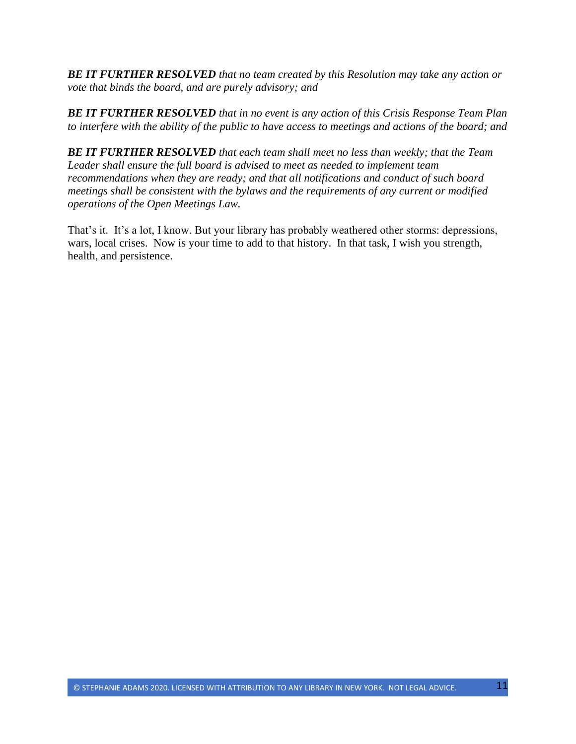***BE IT FURTHER RESOLVED** that no team created by this Resolution may take any action or vote that binds the board, and are purely advisory; and*

***BE IT FURTHER RESOLVED** that in no event is any action of this Crisis Response Team Plan to interfere with the ability of the public to have access to meetings and actions of the board; and*

***BE IT FURTHER RESOLVED** that each team shall meet no less than weekly; that the Team Leader shall ensure the full board is advised to meet as needed to implement team recommendations when they are ready; and that all notifications and conduct of such board meetings shall be consistent with the bylaws and the requirements of any current or modified operations of the Open Meetings Law.*

That's it. It's a lot, I know. But your library has probably weathered other storms: depressions, wars, local crises. Now is your time to add to that history. In that task, I wish you strength, health, and persistence.